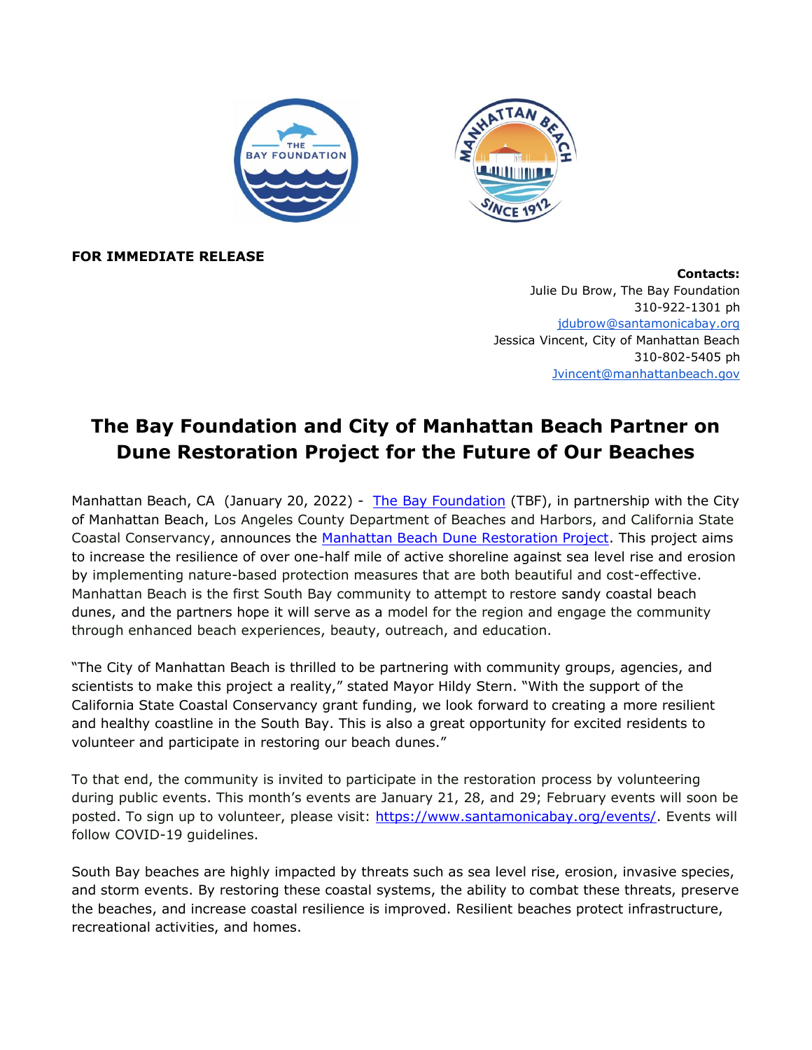**FOR IMMEDIATE RELEASE**

**Contacts:**
Julie Du Brow, The Bay Foundation
310-922-1301 ph
jdubrow@santamonicabay.org
Jessica Vincent, City of Manhattan Beach
310-802-5405 ph
Jvincent@manhattanbeach.gov

# The Bay Foundation and City of Manhattan Beach Partner on Dune Restoration Project for the Future of Our Beaches

Manhattan Beach, CA (January 20, 2022) - The Bay Foundation (TBF), in partnership with the City of Manhattan Beach, Los Angeles County Department of Beaches and Harbors, and California State Coastal Conservancy, announces the Manhattan Beach Dune Restoration Project. This project aims to increase the resilience of over one-half mile of active shoreline against sea level rise and erosion by implementing nature-based protection measures that are both beautiful and cost-effective. Manhattan Beach is the first South Bay community to attempt to restore sandy coastal beach dunes, and the partners hope it will serve as a model for the region and engage the community through enhanced beach experiences, beauty, outreach, and education.

"The City of Manhattan Beach is thrilled to be partnering with community groups, agencies, and scientists to make this project a reality," stated Mayor Hildy Stern. "With the support of the California State Coastal Conservancy grant funding, we look forward to creating a more resilient and healthy coastline in the South Bay. This is also a great opportunity for excited residents to volunteer and participate in restoring our beach dunes."

To that end, the community is invited to participate in the restoration process by volunteering during public events. This month's events are January 21, 28, and 29; February events will soon be posted. To sign up to volunteer, please visit: https://www.santamonicabay.org/events/. Events will follow COVID-19 guidelines.

South Bay beaches are highly impacted by threats such as sea level rise, erosion, invasive species, and storm events. By restoring these coastal systems, the ability to combat these threats, preserve the beaches, and increase coastal resilience is improved. Resilient beaches protect infrastructure, recreational activities, and homes.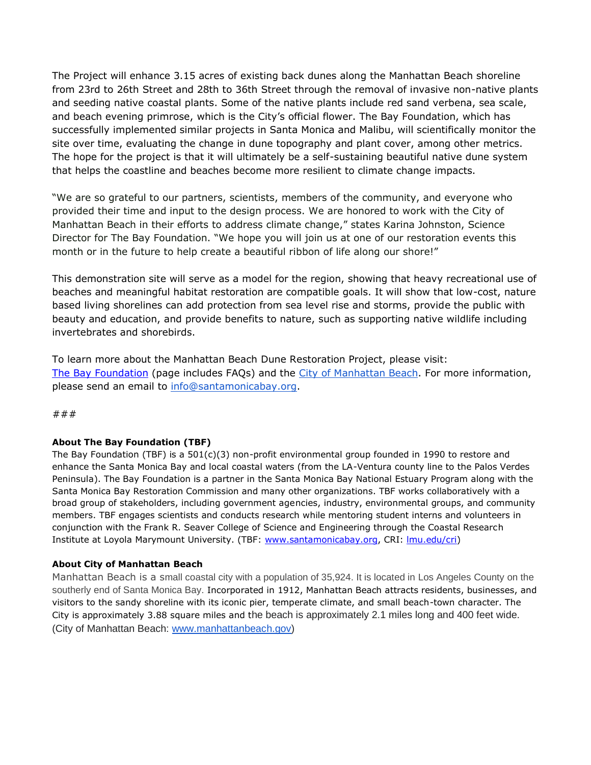The Project will enhance 3.15 acres of existing back dunes along the Manhattan Beach shoreline from 23rd to 26th Street and 28th to 36th Street through the removal of invasive non-native plants and seeding native coastal plants. Some of the native plants include red sand verbena, sea scale, and beach evening primrose, which is the City's official flower. The Bay Foundation, which has successfully implemented similar projects in Santa Monica and Malibu, will scientifically monitor the site over time, evaluating the change in dune topography and plant cover, among other metrics. The hope for the project is that it will ultimately be a self-sustaining beautiful native dune system that helps the coastline and beaches become more resilient to climate change impacts.

"We are so grateful to our partners, scientists, members of the community, and everyone who provided their time and input to the design process. We are honored to work with the City of Manhattan Beach in their efforts to address climate change," states Karina Johnston, Science Director for The Bay Foundation. "We hope you will join us at one of our restoration events this month or in the future to help create a beautiful ribbon of life along our shore!"

This demonstration site will serve as a model for the region, showing that heavy recreational use of beaches and meaningful habitat restoration are compatible goals. It will show that low-cost, nature based living shorelines can add protection from sea level rise and storms, provide the public with beauty and education, and provide benefits to nature, such as supporting native wildlife including invertebrates and shorebirds.

To learn more about the Manhattan Beach Dune Restoration Project, please visit: The Bay Foundation (page includes FAQs) and the City of Manhattan Beach. For more information, please send an email to info@santamonicabay.org.

###

**About The Bay Foundation (TBF)**

The Bay Foundation (TBF) is a 501(c)(3) non-profit environmental group founded in 1990 to restore and enhance the Santa Monica Bay and local coastal waters (from the LA-Ventura county line to the Palos Verdes Peninsula). The Bay Foundation is a partner in the Santa Monica Bay National Estuary Program along with the Santa Monica Bay Restoration Commission and many other organizations. TBF works collaboratively with a broad group of stakeholders, including government agencies, industry, environmental groups, and community members. TBF engages scientists and conducts research while mentoring student interns and volunteers in conjunction with the Frank R. Seaver College of Science and Engineering through the Coastal Research Institute at Loyola Marymount University. (TBF: www.santamonicabay.org, CRI: lmu.edu/cri)

**About City of Manhattan Beach**

Manhattan Beach is a small coastal city with a population of 35,924. It is located in Los Angeles County on the southerly end of Santa Monica Bay. Incorporated in 1912, Manhattan Beach attracts residents, businesses, and visitors to the sandy shoreline with its iconic pier, temperate climate, and small beach-town character. The City is approximately 3.88 square miles and the beach is approximately 2.1 miles long and 400 feet wide. (City of Manhattan Beach: www.manhattanbeach.gov)